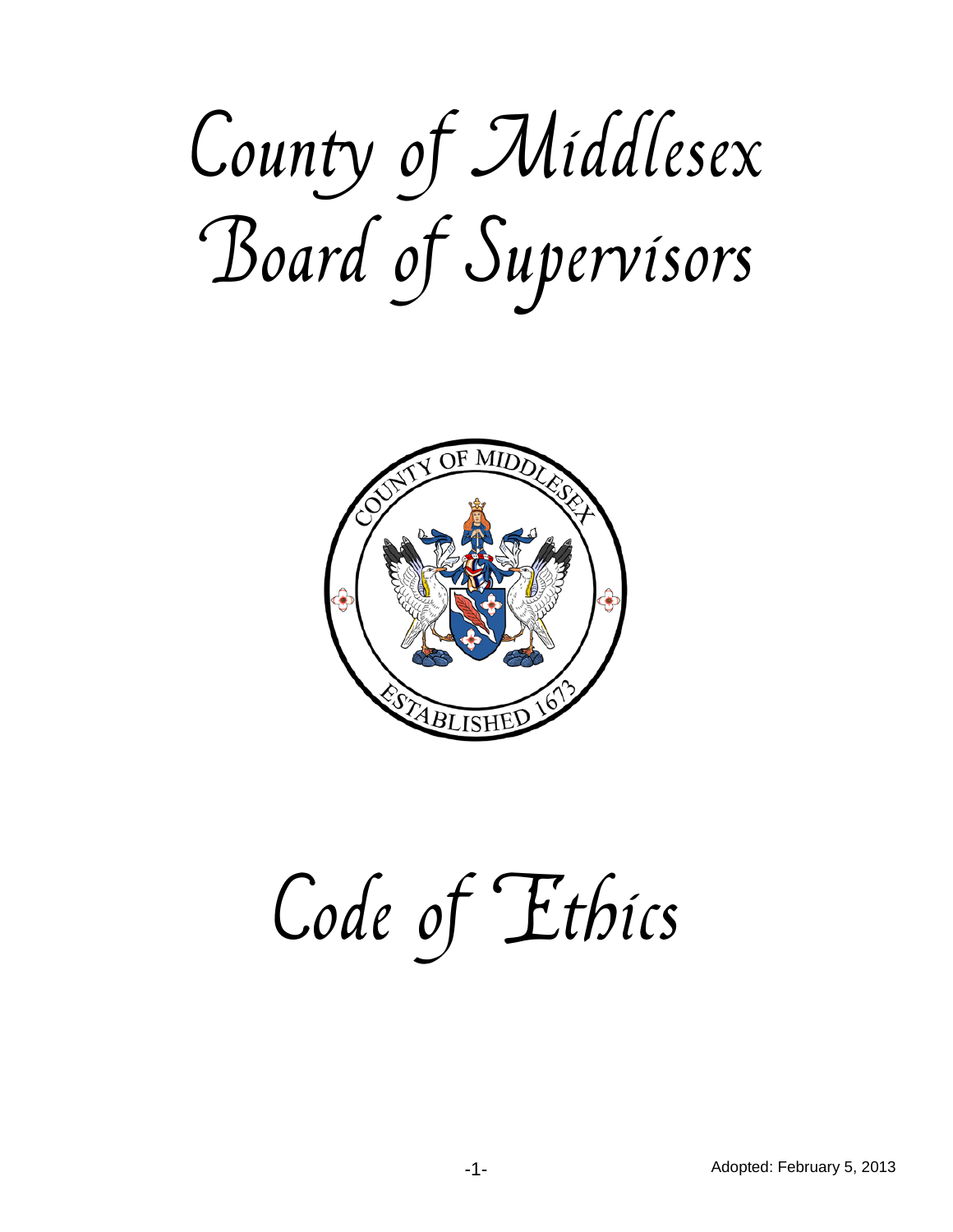# County of Middlesex Board of Supervisors

COUNTY OF MIDDLESEX

ESTABLISHED 1673

# Code of Ethics

Adopted: February 5, 2013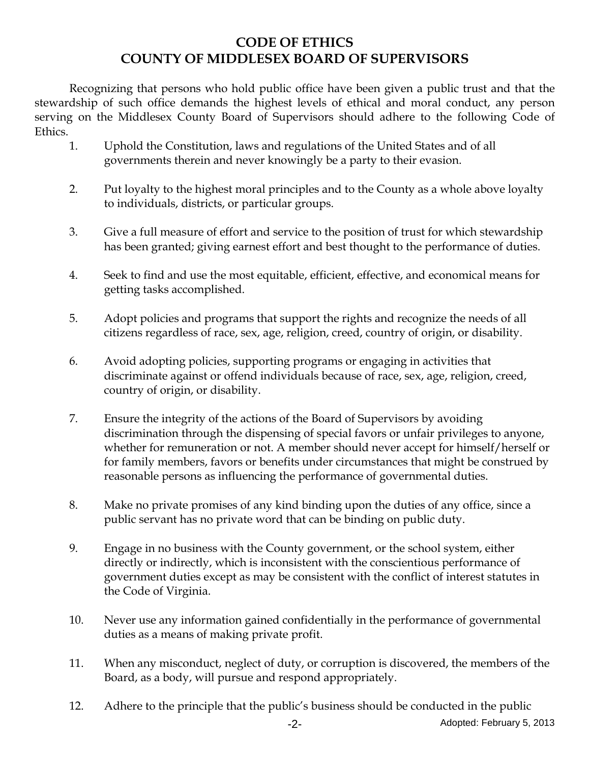# CODE OF ETHICS
# COUNTY OF MIDDLESEX BOARD OF SUPERVISORS

Recognizing that persons who hold public office have been given a public trust and that the stewardship of such office demands the highest levels of ethical and moral conduct, any person serving on the Middlesex County Board of Supervisors should adhere to the following Code of Ethics.

1. Uphold the Constitution, laws and regulations of the United States and of all governments therein and never knowingly be a party to their evasion.

2. Put loyalty to the highest moral principles and to the County as a whole above loyalty to individuals, districts, or particular groups.

3. Give a full measure of effort and service to the position of trust for which stewardship has been granted; giving earnest effort and best thought to the performance of duties.

4. Seek to find and use the most equitable, efficient, effective, and economical means for getting tasks accomplished.

5. Adopt policies and programs that support the rights and recognize the needs of all citizens regardless of race, sex, age, religion, creed, country of origin, or disability.

6. Avoid adopting policies, supporting programs or engaging in activities that discriminate against or offend individuals because of race, sex, age, religion, creed, country of origin, or disability.

7. Ensure the integrity of the actions of the Board of Supervisors by avoiding discrimination through the dispensing of special favors or unfair privileges to anyone, whether for remuneration or not. A member should never accept for himself/herself or for family members, favors or benefits under circumstances that might be construed by reasonable persons as influencing the performance of governmental duties.

8. Make no private promises of any kind binding upon the duties of any office, since a public servant has no private word that can be binding on public duty.

9. Engage in no business with the County government, or the school system, either directly or indirectly, which is inconsistent with the conscientious performance of government duties except as may be consistent with the conflict of interest statutes in the Code of Virginia.

10. Never use any information gained confidentially in the performance of governmental duties as a means of making private profit.

11. When any misconduct, neglect of duty, or corruption is discovered, the members of the Board, as a body, will pursue and respond appropriately.

12. Adhere to the principle that the public's business should be conducted in the public

Adopted: February 5, 2013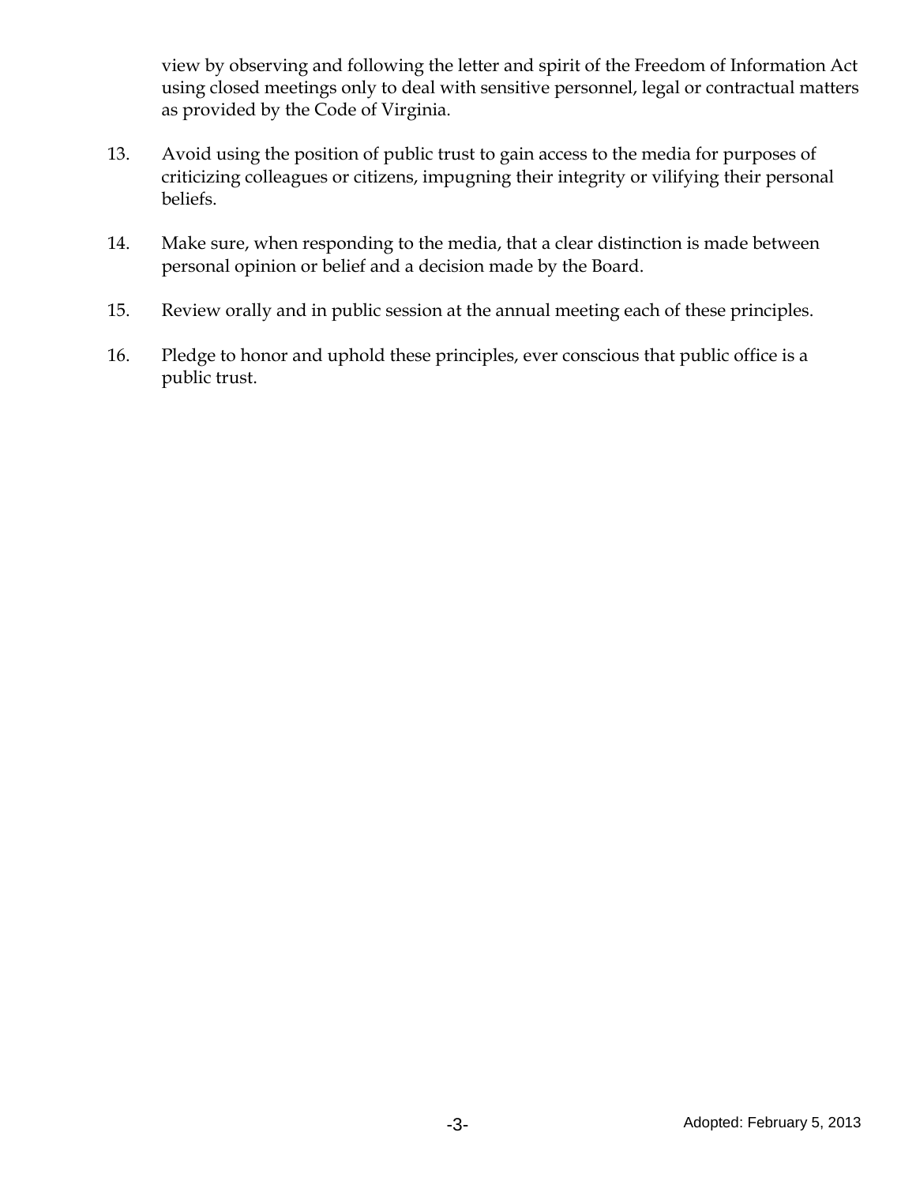view by observing and following the letter and spirit of the Freedom of Information Act using closed meetings only to deal with sensitive personnel, legal or contractual matters as provided by the Code of Virginia.

13. Avoid using the position of public trust to gain access to the media for purposes of criticizing colleagues or citizens, impugning their integrity or vilifying their personal beliefs.

14. Make sure, when responding to the media, that a clear distinction is made between personal opinion or belief and a decision made by the Board.

15. Review orally and in public session at the annual meeting each of these principles.

16. Pledge to honor and uphold these principles, ever conscious that public office is a public trust.

Adopted: February 5, 2013